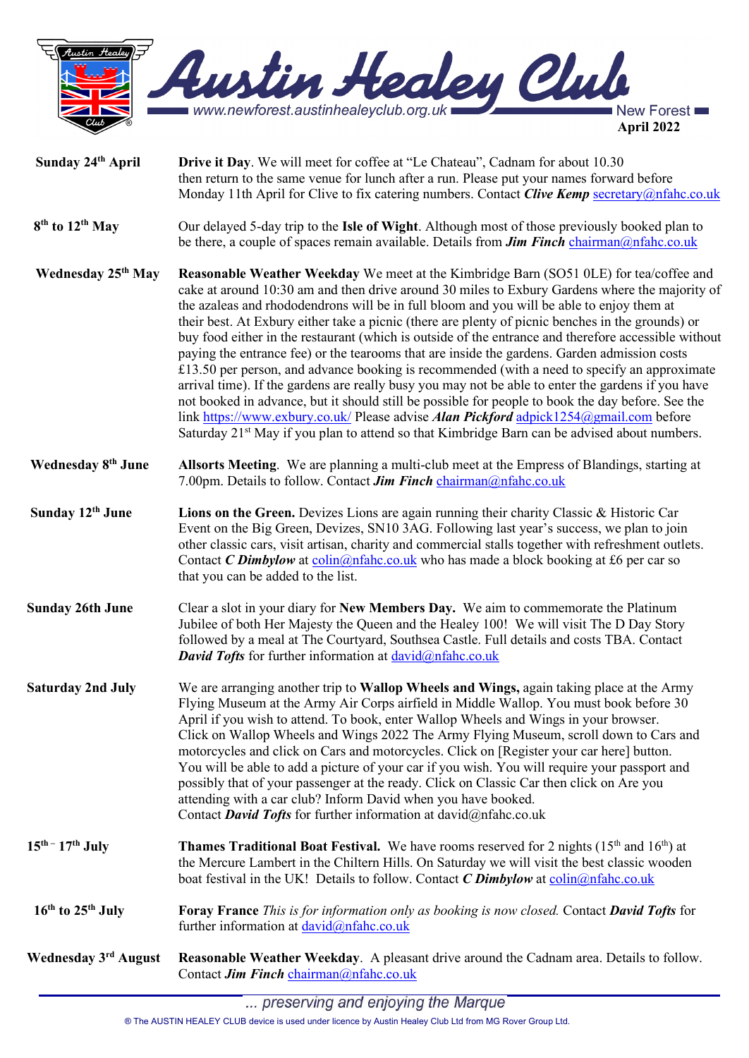# Austin Healey Club

www.newforest.austinhealeyclub.org.uk — New Forest

**April 2022**

| | |
|---|---|
| **Sunday 24th April** | **Drive it Day**. We will meet for coffee at "Le Chateau", Cadnam for about 10.30 then return to the same venue for lunch after a run. Please put your names forward before Monday 11th April for Clive to fix catering numbers. Contact ***Clive Kemp*** secretary@nfahc.co.uk |
| **8th to 12th May** | Our delayed 5-day trip to the **Isle of Wight**. Although most of those previously booked plan to be there, a couple of spaces remain available. Details from ***Jim Finch*** chairman@nfahc.co.uk |
| **Wednesday 25th May** | **Reasonable Weather Weekday** We meet at the Kimbridge Barn (SO51 0LE) for tea/coffee and cake at around 10:30 am and then drive around 30 miles to Exbury Gardens where the majority of the azaleas and rhododendrons will be in full bloom and you will be able to enjoy them at their best. At Exbury either take a picnic (there are plenty of picnic benches in the grounds) or buy food either in the restaurant (which is outside of the entrance and therefore accessible without paying the entrance fee) or the tearooms that are inside the gardens. Garden admission costs £13.50 per person, and advance booking is recommended (with a need to specify an approximate arrival time). If the gardens are really busy you may not be able to enter the gardens if you have not booked in advance, but it should still be possible for people to book the day before. See the link https://www.exbury.co.uk/ Please advise ***Alan Pickford*** adpick1254@gmail.com before Saturday 21st May if you plan to attend so that Kimbridge Barn can be advised about numbers. |
| **Wednesday 8th June** | **Allsorts Meeting**. We are planning a multi-club meet at the Empress of Blandings, starting at 7.00pm. Details to follow. Contact ***Jim Finch*** chairman@nfahc.co.uk |
| **Sunday 12th June** | **Lions on the Green.** Devizes Lions are again running their charity Classic & Historic Car Event on the Big Green, Devizes, SN10 3AG. Following last year's success, we plan to join other classic cars, visit artisan, charity and commercial stalls together with refreshment outlets. Contact ***C Dimbylow*** at colin@nfahc.co.uk who has made a block booking at £6 per car so that you can be added to the list. |
| **Sunday 26th June** | Clear a slot in your diary for **New Members Day.** We aim to commemorate the Platinum Jubilee of both Her Majesty the Queen and the Healey 100! We will visit The D Day Story followed by a meal at The Courtyard, Southsea Castle. Full details and costs TBA. Contact ***David Tofts*** for further information at david@nfahc.co.uk |
| **Saturday 2nd July** | We are arranging another trip to **Wallop Wheels and Wings,** again taking place at the Army Flying Museum at the Army Air Corps airfield in Middle Wallop. You must book before 30 April if you wish to attend. To book, enter Wallop Wheels and Wings in your browser. Click on Wallop Wheels and Wings 2022 The Army Flying Museum, scroll down to Cars and motorcycles and click on Cars and motorcycles. Click on [Register your car here] button. You will be able to add a picture of your car if you wish. You will require your passport and possibly that of your passenger at the ready. Click on Classic Car then click on Are you attending with a car club? Inform David when you have booked. Contact ***David Tofts*** for further information at david@nfahc.co.uk |
| **15th – 17th July** | **Thames Traditional Boat Festival.** We have rooms reserved for 2 nights (15th and 16th) at the Mercure Lambert in the Chiltern Hills. On Saturday we will visit the best classic wooden boat festival in the UK! Details to follow. Contact ***C Dimbylow*** at colin@nfahc.co.uk |
| **16th to 25th July** | **Foray France** *This is for information only as booking is now closed.* Contact ***David Tofts*** for further information at david@nfahc.co.uk |
| **Wednesday 3rd August** | **Reasonable Weather Weekday**. A pleasant drive around the Cadnam area. Details to follow. Contact ***Jim Finch*** chairman@nfahc.co.uk |

*... preserving and enjoying the Marque*

® The AUSTIN HEALEY CLUB device is used under licence by Austin Healey Club Ltd from MG Rover Group Ltd.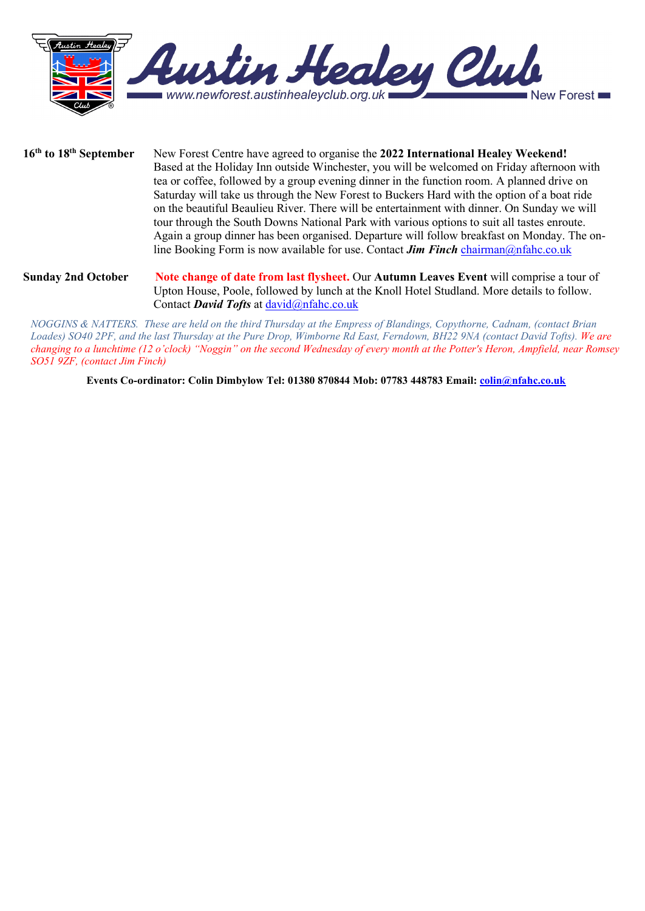**16th to 18th September** New Forest Centre have agreed to organise the **2022 International Healey Weekend!** Based at the Holiday Inn outside Winchester, you will be welcomed on Friday afternoon with tea or coffee, followed by a group evening dinner in the function room. A planned drive on Saturday will take us through the New Forest to Buckers Hard with the option of a boat ride on the beautiful Beaulieu River. There will be entertainment with dinner. On Sunday we will tour through the South Downs National Park with various options to suit all tastes enroute. Again a group dinner has been organised. Departure will follow breakfast on Monday. The on-line Booking Form is now available for use. Contact ***Jim Finch*** chairman@nfahc.co.uk

**Sunday 2nd October** **Note change of date from last flysheet.** Our **Autumn Leaves Event** will comprise a tour of Upton House, Poole, followed by lunch at the Knoll Hotel Studland. More details to follow. Contact ***David Tofts*** at david@nfahc.co.uk

*NOGGINS & NATTERS. These are held on the third Thursday at the Empress of Blandings, Copythorne, Cadnam, (contact Brian Loades) SO40 2PF, and the last Thursday at the Pure Drop, Wimborne Rd East, Ferndown, BH22 9NA (contact David Tofts). We are changing to a lunchtime (12 o'clock) "Noggin" on the second Wednesday of every month at the Potter's Heron, Ampfield, near Romsey SO51 9ZF, (contact Jim Finch)*

**Events Co-ordinator: Colin Dimbylow Tel: 01380 870844 Mob: 07783 448783 Email: colin@nfahc.co.uk**